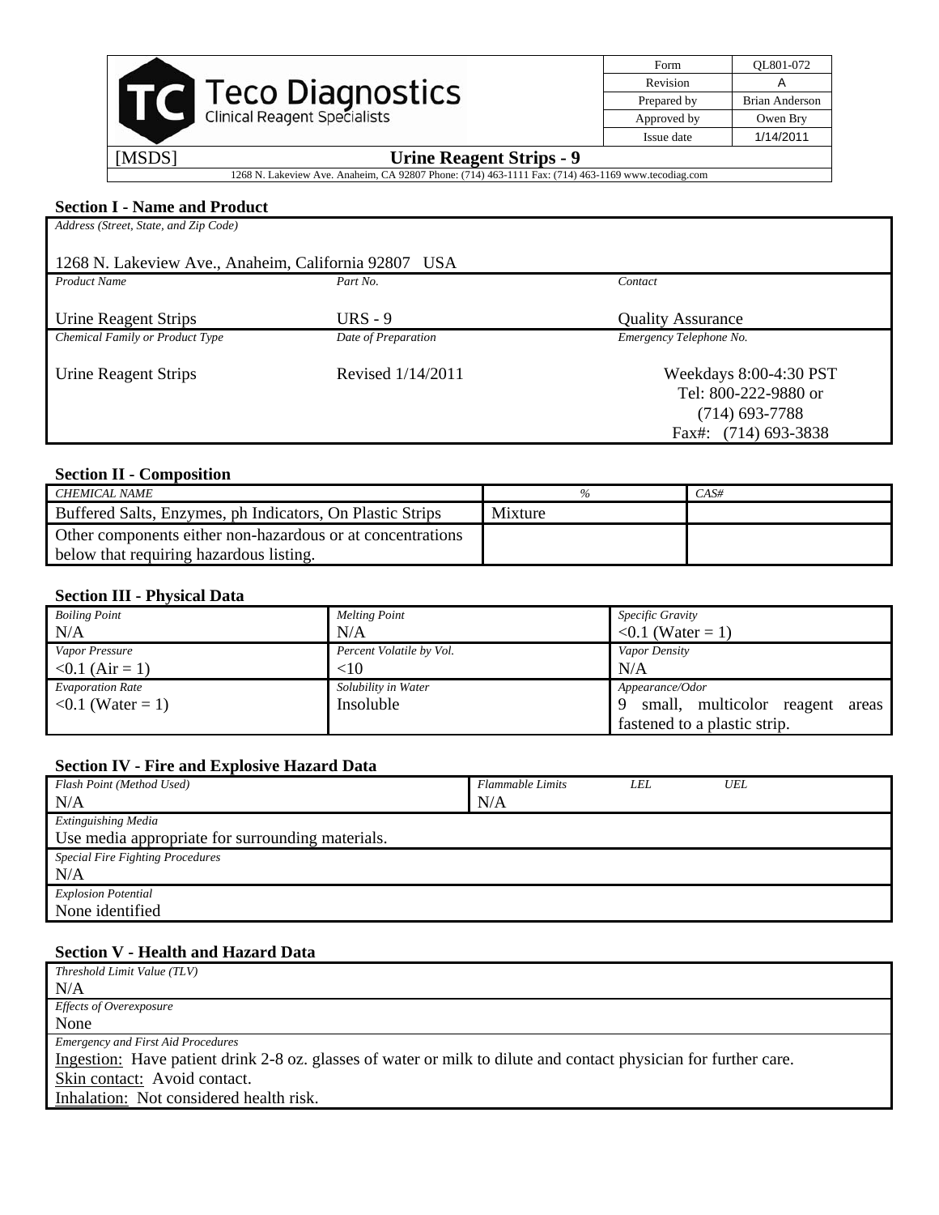| Teco Diagnostics Clinical Reagent Specialists | Form | QL801-072 |
|---|---|---|
| | Revision | A |
| | Prepared by | Brian Anderson |
| | Approved by | Owen Bry |
| | Issue date | 1/14/2011 |

[MSDS] **Urine Reagent Strips - 9**

1268 N. Lakeview Ave. Anaheim, CA 92807 Phone: (714) 463-1111 Fax: (714) 463-1169 www.tecodiag.com

### Section I - Name and Product

*Address (Street, State, and Zip Code)*

1268 N. Lakeview Ave., Anaheim, California 92807 USA

| *Product Name* | *Part No.* | *Contact* |
|---|---|---|
| Urine Reagent Strips | URS - 9 | Quality Assurance |
| *Chemical Family or Product Type* | *Date of Preparation* | *Emergency Telephone No.* |
| Urine Reagent Strips | Revised 1/14/2011 | Weekdays 8:00-4:30 PST<br>Tel: 800-222-9880 or<br>(714) 693-7788<br>Fax#: (714) 693-3838 |

### Section II - Composition

| *CHEMICAL NAME* | *%* | *CAS#* |
|---|---|---|
| Buffered Salts, Enzymes, ph Indicators, On Plastic Strips | Mixture | |
| Other components either non-hazardous or at concentrations below that requiring hazardous listing. | | |

### Section III - Physical Data

| *Boiling Point* | *Melting Point* | *Specific Gravity* |
|---|---|---|
| N/A | N/A | <0.1 (Water = 1) |
| *Vapor Pressure* | *Percent Volatile by Vol.* | *Vapor Density* |
| <0.1 (Air = 1) | <10 | N/A |
| *Evaporation Rate* | *Solubility in Water* | *Appearance/Odor* |
| <0.1 (Water = 1) | Insoluble | 9 small, multicolor reagent areas fastened to a plastic strip. |

### Section IV - Fire and Explosive Hazard Data

| *Flash Point (Method Used)* | *Flammable Limits* | *LEL* | *UEL* |
|---|---|---|---|
| N/A | N/A | | |

*Extinguishing Media*

Use media appropriate for surrounding materials.

*Special Fire Fighting Procedures*

N/A

*Explosion Potential*

None identified

### Section V - Health and Hazard Data

*Threshold Limit Value (TLV)*

N/A

*Effects of Overexposure*

None

*Emergency and First Aid Procedures*

Ingestion: Have patient drink 2-8 oz. glasses of water or milk to dilute and contact physician for further care.

Skin contact: Avoid contact.

Inhalation: Not considered health risk.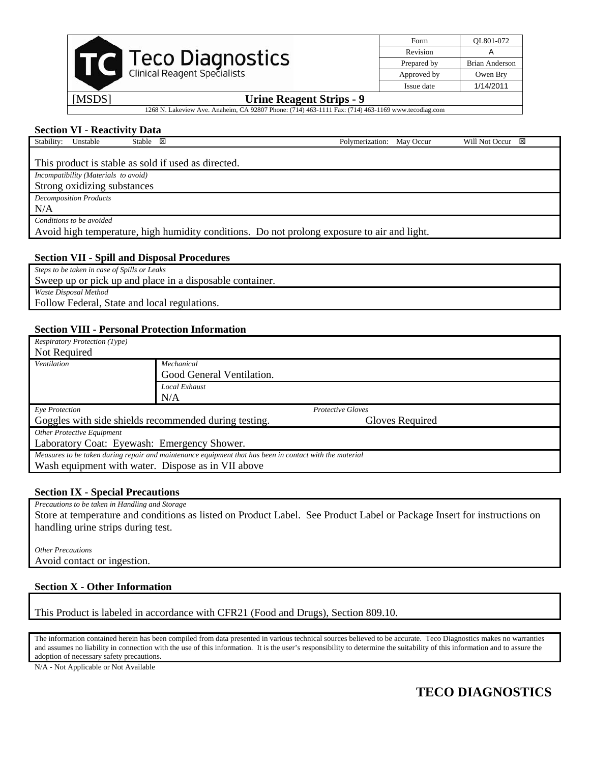| | | | |
|---|---|---|---|
| **Teco Diagnostics** Clinical Reagent Specialists | | Form | QL801-072 |
| | | Revision | A |
| | | Prepared by | Brian Anderson |
| | | Approved by | Owen Bry |
| | | Issue date | 1/14/2011 |

[MSDS] **Urine Reagent Strips - 9**

1268 N. Lakeview Ave. Anaheim, CA 92807 Phone: (714) 463-1111 Fax: (714) 463-1169 www.tecodiag.com

### Section VI - Reactivity Data

Stability: Unstable Stable ☒ Polymerization: May Occur Will Not Occur ☒

This product is stable as sold if used as directed.

*Incompatibility (Materials to avoid)*
Strong oxidizing substances

*Decomposition Products*
N/A

*Conditions to be avoided*
Avoid high temperature, high humidity conditions. Do not prolong exposure to air and light.

### Section VII - Spill and Disposal Procedures

*Steps to be taken in case of Spills or Leaks*
Sweep up or pick up and place in a disposable container.

*Waste Disposal Method*
Follow Federal, State and local regulations.

### Section VIII - Personal Protection Information

*Respiratory Protection (Type)*
Not Required

| | | |
|---|---|---|
| *Ventilation* | *Mechanical* Good General Ventilation. | |
| | *Local Exhaust* N/A | |

*Eye Protection*
Goggles with side shields recommended during testing.

*Protective Gloves*
Gloves Required

*Other Protective Equipment*
Laboratory Coat: Eyewash: Emergency Shower.

*Measures to be taken during repair and maintenance equipment that has been in contact with the material*
Wash equipment with water. Dispose as in VII above

### Section IX - Special Precautions

*Precautions to be taken in Handling and Storage*
Store at temperature and conditions as listed on Product Label. See Product Label or Package Insert for instructions on handling urine strips during test.

*Other Precautions*
Avoid contact or ingestion.

### Section X - Other Information

This Product is labeled in accordance with CFR21 (Food and Drugs), Section 809.10.

The information contained herein has been compiled from data presented in various technical sources believed to be accurate. Teco Diagnostics makes no warranties and assumes no liability in connection with the use of this information. It is the user's responsibility to determine the suitability of this information and to assure the adoption of necessary safety precautions.

N/A - Not Applicable or Not Available

**TECO DIAGNOSTICS**